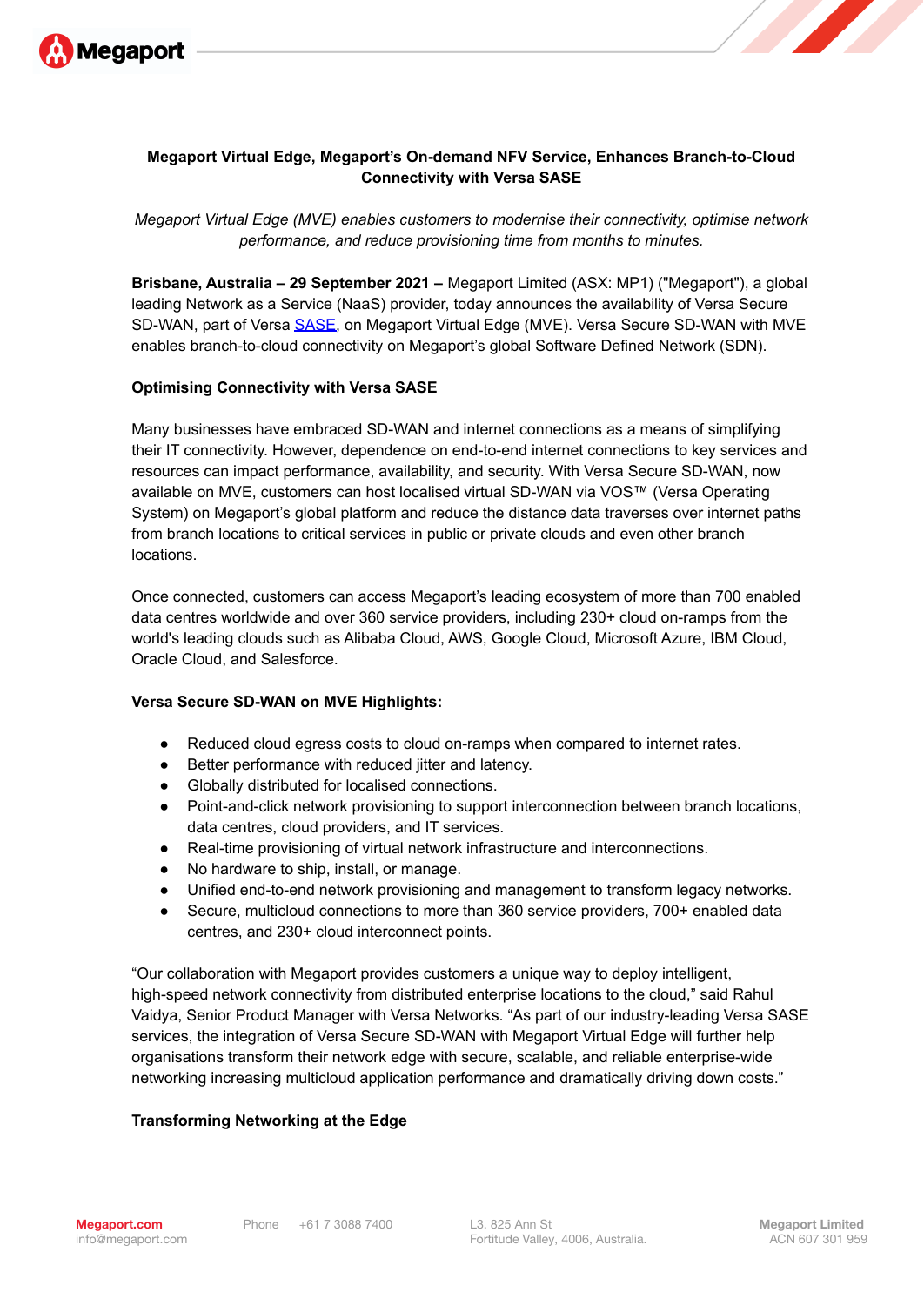# Megaport Virtual Edge, Megaport's On-demand NFV Service, Enhances Branch-to-Cloud Connectivity with Versa SASE

*Megaport Virtual Edge (MVE) enables customers to modernise their connectivity, optimise network performance, and reduce provisioning time from months to minutes.*

**Brisbane, Australia – 29 September 2021 –** Megaport Limited (ASX: MP1) ("Megaport"), a global leading Network as a Service (NaaS) provider, today announces the availability of Versa Secure SD-WAN, part of Versa SASE, on Megaport Virtual Edge (MVE). Versa Secure SD-WAN with MVE enables branch-to-cloud connectivity on Megaport's global Software Defined Network (SDN).

## Optimising Connectivity with Versa SASE

Many businesses have embraced SD-WAN and internet connections as a means of simplifying their IT connectivity. However, dependence on end-to-end internet connections to key services and resources can impact performance, availability, and security. With Versa Secure SD-WAN, now available on MVE, customers can host localised virtual SD-WAN via VOS™ (Versa Operating System) on Megaport's global platform and reduce the distance data traverses over internet paths from branch locations to critical services in public or private clouds and even other branch locations.

Once connected, customers can access Megaport's leading ecosystem of more than 700 enabled data centres worldwide and over 360 service providers, including 230+ cloud on-ramps from the world's leading clouds such as Alibaba Cloud, AWS, Google Cloud, Microsoft Azure, IBM Cloud, Oracle Cloud, and Salesforce.

## Versa Secure SD-WAN on MVE Highlights:

- Reduced cloud egress costs to cloud on-ramps when compared to internet rates.
- Better performance with reduced jitter and latency.
- Globally distributed for localised connections.
- Point-and-click network provisioning to support interconnection between branch locations, data centres, cloud providers, and IT services.
- Real-time provisioning of virtual network infrastructure and interconnections.
- No hardware to ship, install, or manage.
- Unified end-to-end network provisioning and management to transform legacy networks.
- Secure, multicloud connections to more than 360 service providers, 700+ enabled data centres, and 230+ cloud interconnect points.

"Our collaboration with Megaport provides customers a unique way to deploy intelligent, high-speed network connectivity from distributed enterprise locations to the cloud," said Rahul Vaidya, Senior Product Manager with Versa Networks. "As part of our industry-leading Versa SASE services, the integration of Versa Secure SD-WAN with Megaport Virtual Edge will further help organisations transform their network edge with secure, scalable, and reliable enterprise-wide networking increasing multicloud application performance and dramatically driving down costs."

## Transforming Networking at the Edge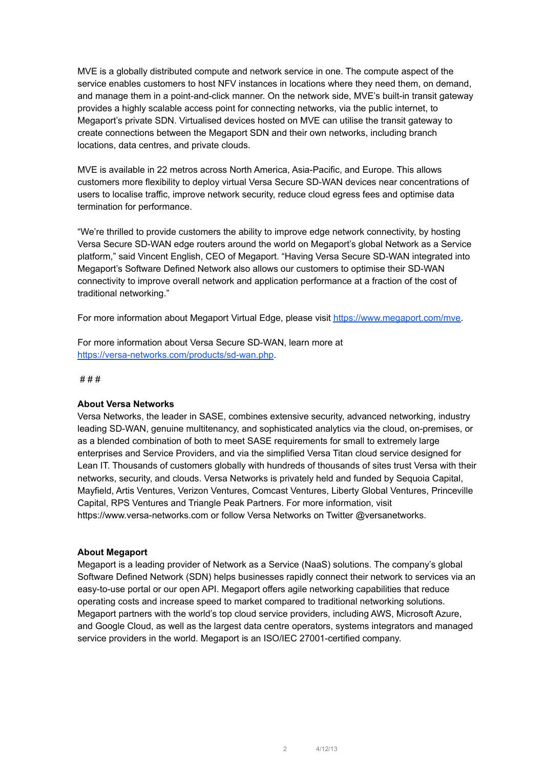MVE is a globally distributed compute and network service in one. The compute aspect of the service enables customers to host NFV instances in locations where they need them, on demand, and manage them in a point-and-click manner. On the network side, MVE's built-in transit gateway provides a highly scalable access point for connecting networks, via the public internet, to Megaport's private SDN. Virtualised devices hosted on MVE can utilise the transit gateway to create connections between the Megaport SDN and their own networks, including branch locations, data centres, and private clouds.

MVE is available in 22 metros across North America, Asia-Pacific, and Europe. This allows customers more flexibility to deploy virtual Versa Secure SD-WAN devices near concentrations of users to localise traffic, improve network security, reduce cloud egress fees and optimise data termination for performance.

"We're thrilled to provide customers the ability to improve edge network connectivity, by hosting Versa Secure SD-WAN edge routers around the world on Megaport's global Network as a Service platform," said Vincent English, CEO of Megaport. "Having Versa Secure SD-WAN integrated into Megaport's Software Defined Network also allows our customers to optimise their SD-WAN connectivity to improve overall network and application performance at a fraction of the cost of traditional networking."

For more information about Megaport Virtual Edge, please visit [https://www.megaport.com/mve](https://www.megaport.com/mve).

For more information about Versa Secure SD-WAN, learn more at [https://versa-networks.com/products/sd-wan.php](https://versa-networks.com/products/sd-wan.php).

# # #

**About Versa Networks**
Versa Networks, the leader in SASE, combines extensive security, advanced networking, industry leading SD-WAN, genuine multitenancy, and sophisticated analytics via the cloud, on-premises, or as a blended combination of both to meet SASE requirements for small to extremely large enterprises and Service Providers, and via the simplified Versa Titan cloud service designed for Lean IT. Thousands of customers globally with hundreds of thousands of sites trust Versa with their networks, security, and clouds. Versa Networks is privately held and funded by Sequoia Capital, Mayfield, Artis Ventures, Verizon Ventures, Comcast Ventures, Liberty Global Ventures, Princeville Capital, RPS Ventures and Triangle Peak Partners. For more information, visit https://www.versa-networks.com or follow Versa Networks on Twitter @versanetworks.

**About Megaport**
Megaport is a leading provider of Network as a Service (NaaS) solutions. The company's global Software Defined Network (SDN) helps businesses rapidly connect their network to services via an easy-to-use portal or our open API. Megaport offers agile networking capabilities that reduce operating costs and increase speed to market compared to traditional networking solutions. Megaport partners with the world's top cloud service providers, including AWS, Microsoft Azure, and Google Cloud, as well as the largest data centre operators, systems integrators and managed service providers in the world. Megaport is an ISO/IEC 27001-certified company.